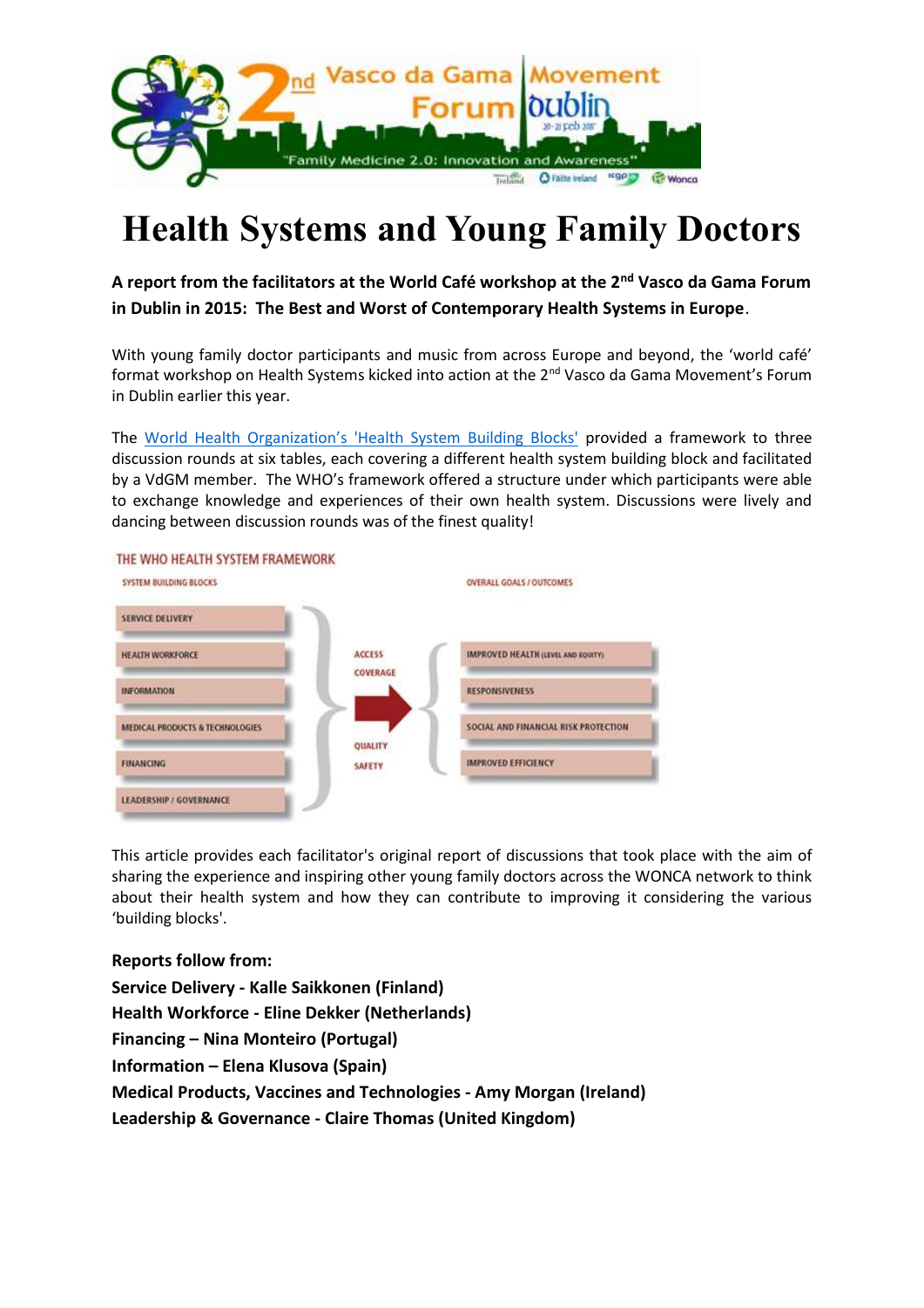# Health Systems and Young Family Doctors

**A report from the facilitators at the World Café workshop at the 2nd Vasco da Gama Forum in Dublin in 2015: The Best and Worst of Contemporary Health Systems in Europe.**

With young family doctor participants and music from across Europe and beyond, the 'world café' format workshop on Health Systems kicked into action at the 2nd Vasco da Gama Movement's Forum in Dublin earlier this year.

The World Health Organization's 'Health System Building Blocks' provided a framework to three discussion rounds at six tables, each covering a different health system building block and facilitated by a VdGM member. The WHO's framework offered a structure under which participants were able to exchange knowledge and experiences of their own health system. Discussions were lively and dancing between discussion rounds was of the finest quality!

THE WHO HEALTH SYSTEM FRAMEWORK

| SYSTEM BUILDING BLOCKS | | OVERALL GOALS / OUTCOMES |
|---|---|---|
| SERVICE DELIVERY | ACCESS | IMPROVED HEALTH (LEVEL AND EQUITY) |
| HEALTH WORKFORCE | COVERAGE | RESPONSIVENESS |
| INFORMATION | QUALITY | SOCIAL AND FINANCIAL RISK PROTECTION |
| MEDICAL PRODUCTS & TECHNOLOGIES | SAFETY | IMPROVED EFFICIENCY |
| FINANCING | | |
| LEADERSHIP / GOVERNANCE | | |

This article provides each facilitator's original report of discussions that took place with the aim of sharing the experience and inspiring other young family doctors across the WONCA network to think about their health system and how they can contribute to improving it considering the various 'building blocks'.

**Reports follow from:**
**Service Delivery - Kalle Saikkonen (Finland)**
**Health Workforce - Eline Dekker (Netherlands)**
**Financing – Nina Monteiro (Portugal)**
**Information – Elena Klusova (Spain)**
**Medical Products, Vaccines and Technologies - Amy Morgan (Ireland)**
**Leadership & Governance - Claire Thomas (United Kingdom)**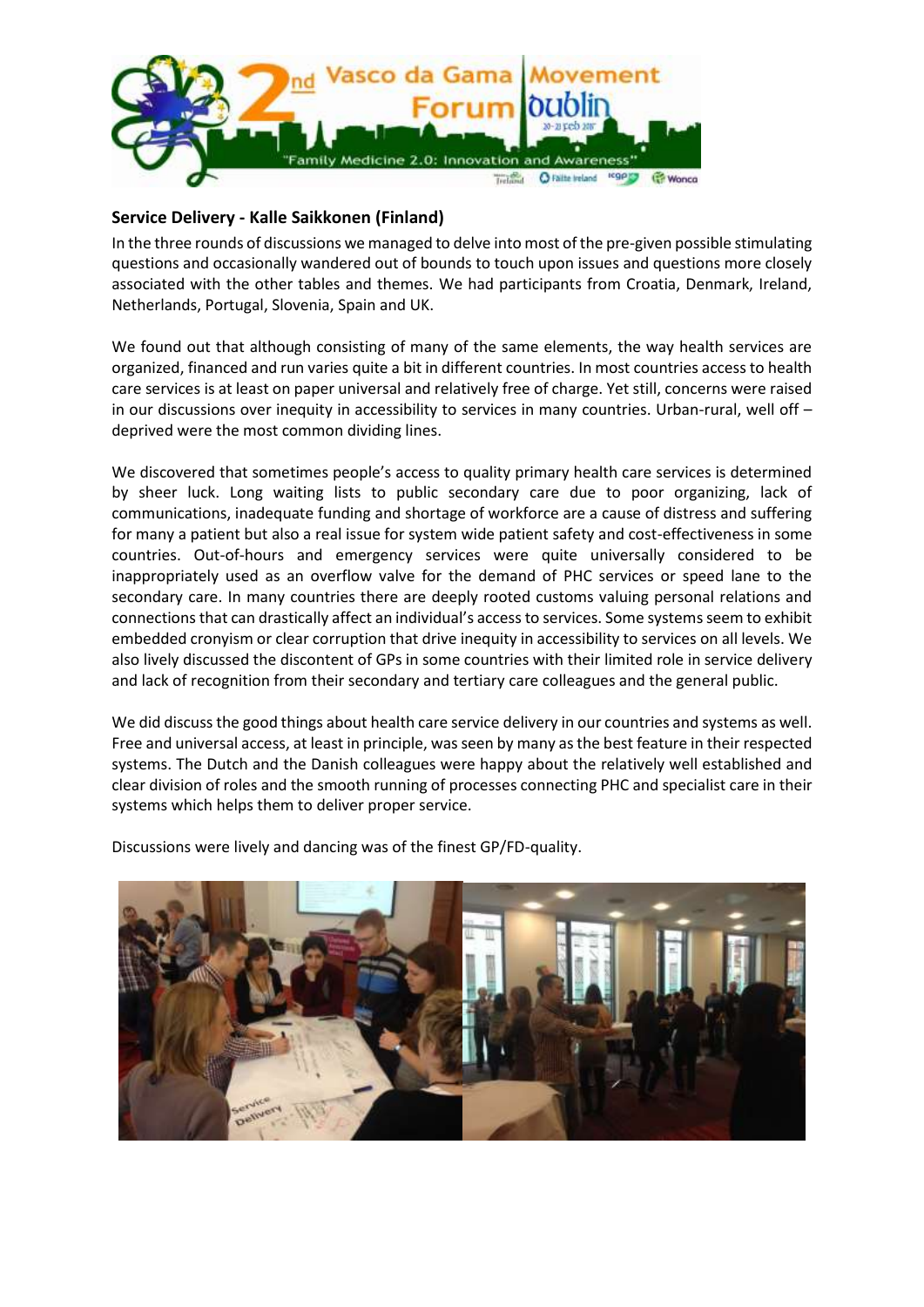## Service Delivery - Kalle Saikkonen (Finland)

In the three rounds of discussions we managed to delve into most of the pre-given possible stimulating questions and occasionally wandered out of bounds to touch upon issues and questions more closely associated with the other tables and themes. We had participants from Croatia, Denmark, Ireland, Netherlands, Portugal, Slovenia, Spain and UK.

We found out that although consisting of many of the same elements, the way health services are organized, financed and run varies quite a bit in different countries. In most countries access to health care services is at least on paper universal and relatively free of charge. Yet still, concerns were raised in our discussions over inequity in accessibility to services in many countries. Urban-rural, well off – deprived were the most common dividing lines.

We discovered that sometimes people's access to quality primary health care services is determined by sheer luck. Long waiting lists to public secondary care due to poor organizing, lack of communications, inadequate funding and shortage of workforce are a cause of distress and suffering for many a patient but also a real issue for system wide patient safety and cost-effectiveness in some countries. Out-of-hours and emergency services were quite universally considered to be inappropriately used as an overflow valve for the demand of PHC services or speed lane to the secondary care. In many countries there are deeply rooted customs valuing personal relations and connections that can drastically affect an individual's access to services. Some systems seem to exhibit embedded cronyism or clear corruption that drive inequity in accessibility to services on all levels. We also lively discussed the discontent of GPs in some countries with their limited role in service delivery and lack of recognition from their secondary and tertiary care colleagues and the general public.

We did discuss the good things about health care service delivery in our countries and systems as well. Free and universal access, at least in principle, was seen by many as the best feature in their respected systems. The Dutch and the Danish colleagues were happy about the relatively well established and clear division of roles and the smooth running of processes connecting PHC and specialist care in their systems which helps them to deliver proper service.

Discussions were lively and dancing was of the finest GP/FD-quality.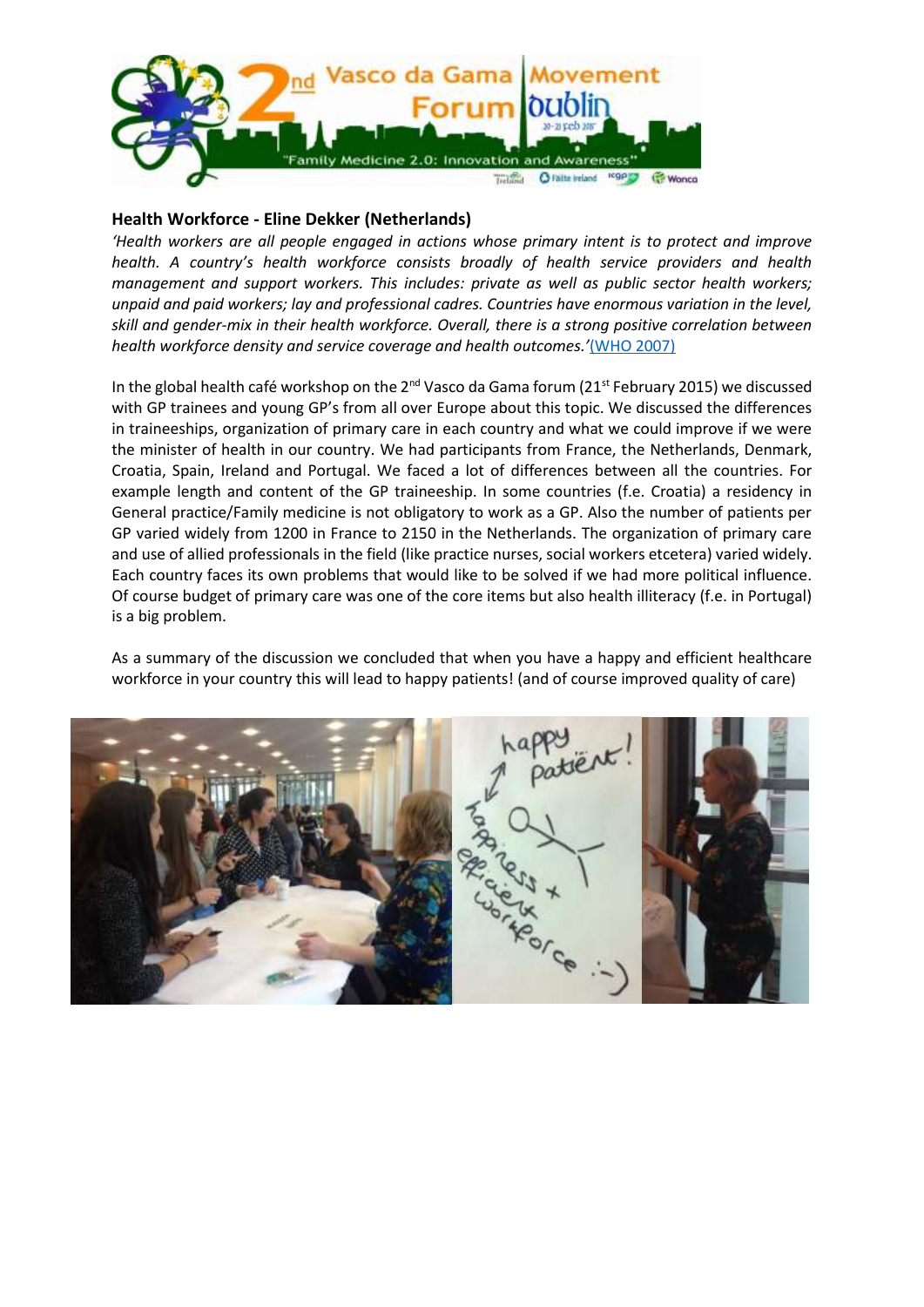## Health Workforce - Eline Dekker (Netherlands)

*'Health workers are all people engaged in actions whose primary intent is to protect and improve health. A country's health workforce consists broadly of health service providers and health management and support workers. This includes: private as well as public sector health workers; unpaid and paid workers; lay and professional cadres. Countries have enormous variation in the level, skill and gender-mix in their health workforce. Overall, there is a strong positive correlation between health workforce density and service coverage and health outcomes.'*(WHO 2007)

In the global health café workshop on the 2nd Vasco da Gama forum (21st February 2015) we discussed with GP trainees and young GP's from all over Europe about this topic. We discussed the differences in traineeships, organization of primary care in each country and what we could improve if we were the minister of health in our country. We had participants from France, the Netherlands, Denmark, Croatia, Spain, Ireland and Portugal. We faced a lot of differences between all the countries. For example length and content of the GP traineeship. In some countries (f.e. Croatia) a residency in General practice/Family medicine is not obligatory to work as a GP. Also the number of patients per GP varied widely from 1200 in France to 2150 in the Netherlands. The organization of primary care and use of allied professionals in the field (like practice nurses, social workers etcetera) varied widely. Each country faces its own problems that would like to be solved if we had more political influence. Of course budget of primary care was one of the core items but also health illiteracy (f.e. in Portugal) is a big problem.

As a summary of the discussion we concluded that when you have a happy and efficient healthcare workforce in your country this will lead to happy patients! (and of course improved quality of care)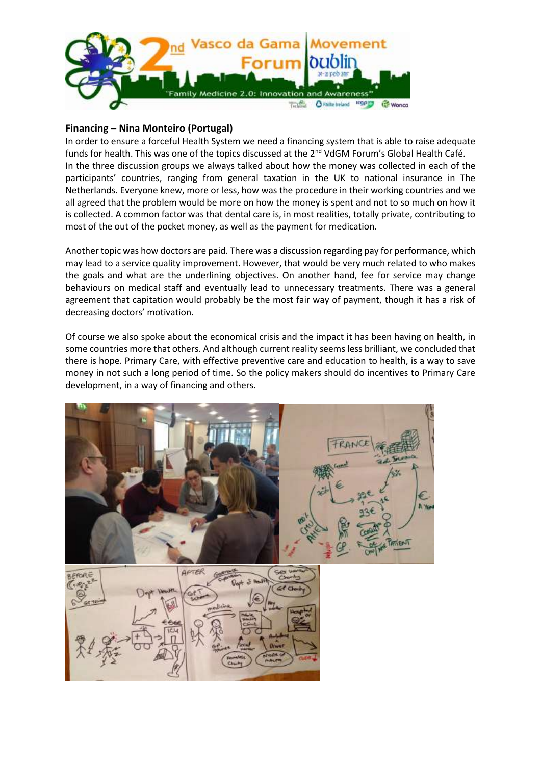## Financing – Nina Monteiro (Portugal)

In order to ensure a forceful Health System we need a financing system that is able to raise adequate funds for health. This was one of the topics discussed at the 2nd VdGM Forum's Global Health Café. In the three discussion groups we always talked about how the money was collected in each of the participants' countries, ranging from general taxation in the UK to national insurance in The Netherlands. Everyone knew, more or less, how was the procedure in their working countries and we all agreed that the problem would be more on how the money is spent and not to so much on how it is collected. A common factor was that dental care is, in most realities, totally private, contributing to most of the out of the pocket money, as well as the payment for medication.

Another topic was how doctors are paid. There was a discussion regarding pay for performance, which may lead to a service quality improvement. However, that would be very much related to who makes the goals and what are the underlining objectives. On another hand, fee for service may change behaviours on medical staff and eventually lead to unnecessary treatments. There was a general agreement that capitation would probably be the most fair way of payment, though it has a risk of decreasing doctors' motivation.

Of course we also spoke about the economical crisis and the impact it has been having on health, in some countries more that others. And although current reality seems less brilliant, we concluded that there is hope. Primary Care, with effective preventive care and education to health, is a way to save money in not such a long period of time. So the policy makers should do incentives to Primary Care development, in a way of financing and others.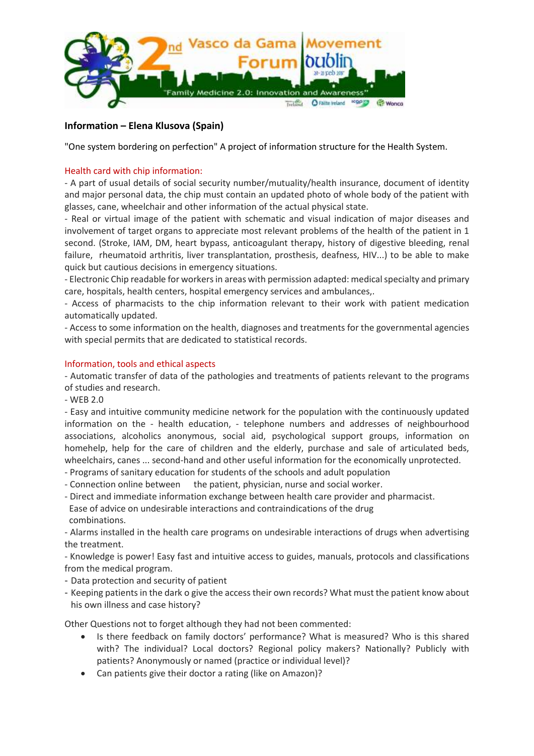**Information – Elena Klusova (Spain)**

"One system bordering on perfection" A project of information structure for the Health System.

Health card with chip information:

- A part of usual details of social security number/mutuality/health insurance, document of identity and major personal data, the chip must contain an updated photo of whole body of the patient with glasses, cane, wheelchair and other information of the actual physical state.
- Real or virtual image of the patient with schematic and visual indication of major diseases and involvement of target organs to appreciate most relevant problems of the health of the patient in 1 second. (Stroke, IAM, DM, heart bypass, anticoagulant therapy, history of digestive bleeding, renal failure, rheumatoid arthritis, liver transplantation, prosthesis, deafness, HIV...) to be able to make quick but cautious decisions in emergency situations.
- Electronic Chip readable for workers in areas with permission adapted: medical specialty and primary care, hospitals, health centers, hospital emergency services and ambulances,.
- Access of pharmacists to the chip information relevant to their work with patient medication automatically updated.
- Access to some information on the health, diagnoses and treatments for the governmental agencies with special permits that are dedicated to statistical records.

Information, tools and ethical aspects

- Automatic transfer of data of the pathologies and treatments of patients relevant to the programs of studies and research.
- WEB 2.0
- Easy and intuitive community medicine network for the population with the continuously updated information on the - health education, - telephone numbers and addresses of neighbourhood associations, alcoholics anonymous, social aid, psychological support groups, information on homehelp, help for the care of children and the elderly, purchase and sale of articulated beds, wheelchairs, canes ... second-hand and other useful information for the economically unprotected.
- Programs of sanitary education for students of the schools and adult population
- Connection online between the patient, physician, nurse and social worker.
- Direct and immediate information exchange between health care provider and pharmacist. Ease of advice on undesirable interactions and contraindications of the drug combinations.
- Alarms installed in the health care programs on undesirable interactions of drugs when advertising the treatment.
- Knowledge is power! Easy fast and intuitive access to guides, manuals, protocols and classifications from the medical program.
- Data protection and security of patient
- Keeping patients in the dark o give the access their own records? What must the patient know about his own illness and case history?

Other Questions not to forget although they had not been commented:

- Is there feedback on family doctors' performance? What is measured? Who is this shared with? The individual? Local doctors? Regional policy makers? Nationally? Publicly with patients? Anonymously or named (practice or individual level)?
- Can patients give their doctor a rating (like on Amazon)?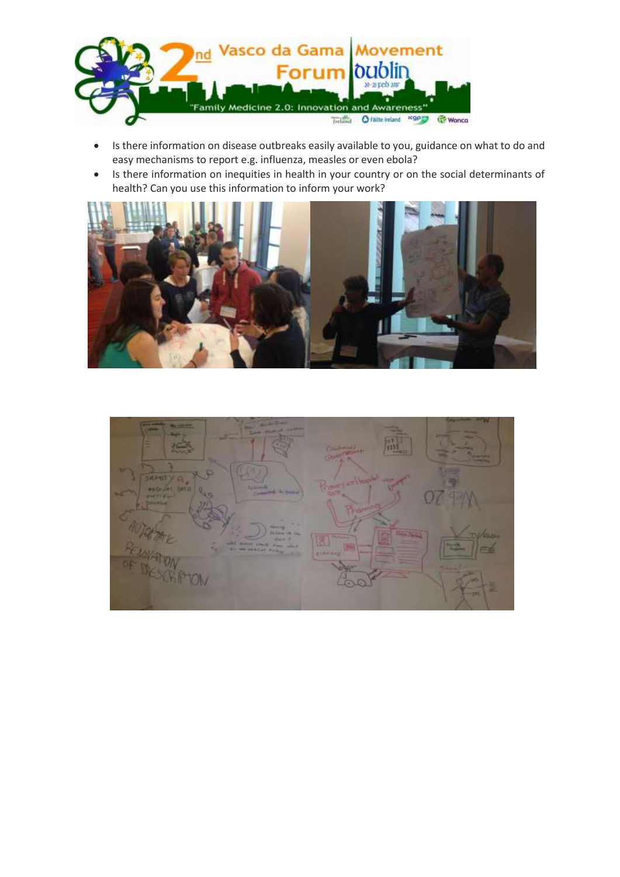- Is there information on disease outbreaks easily available to you, guidance on what to do and easy mechanisms to report e.g. influenza, measles or even ebola?
- Is there information on inequities in health in your country or on the social determinants of health? Can you use this information to inform your work?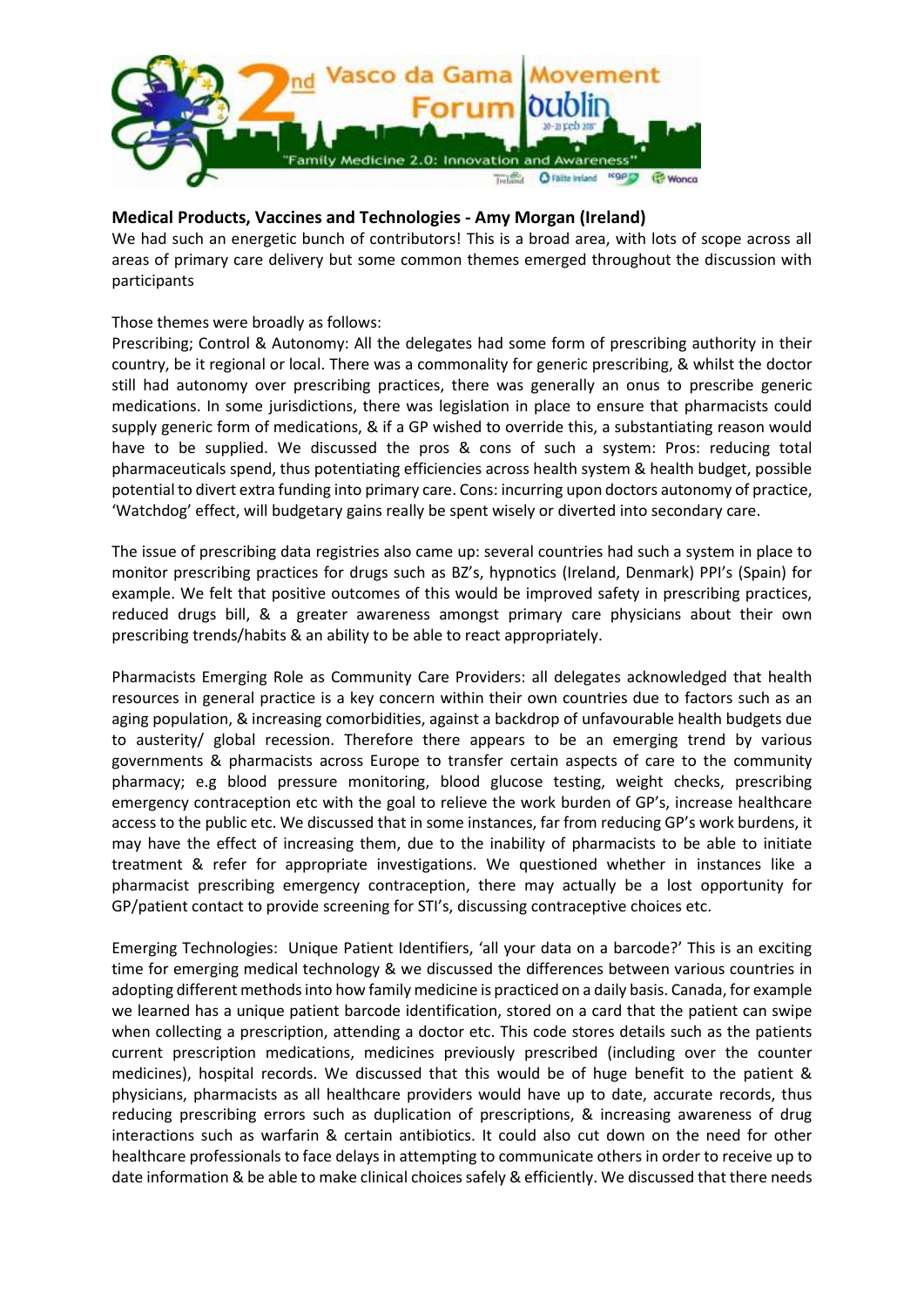## Medical Products, Vaccines and Technologies - Amy Morgan (Ireland)

We had such an energetic bunch of contributors! This is a broad area, with lots of scope across all areas of primary care delivery but some common themes emerged throughout the discussion with participants

Those themes were broadly as follows:

Prescribing; Control & Autonomy: All the delegates had some form of prescribing authority in their country, be it regional or local. There was a commonality for generic prescribing, & whilst the doctor still had autonomy over prescribing practices, there was generally an onus to prescribe generic medications. In some jurisdictions, there was legislation in place to ensure that pharmacists could supply generic form of medications, & if a GP wished to override this, a substantiating reason would have to be supplied. We discussed the pros & cons of such a system: Pros: reducing total pharmaceuticals spend, thus potentiating efficiencies across health system & health budget, possible potential to divert extra funding into primary care. Cons: incurring upon doctors autonomy of practice, 'Watchdog' effect, will budgetary gains really be spent wisely or diverted into secondary care.

The issue of prescribing data registries also came up: several countries had such a system in place to monitor prescribing practices for drugs such as BZ's, hypnotics (Ireland, Denmark) PPI's (Spain) for example. We felt that positive outcomes of this would be improved safety in prescribing practices, reduced drugs bill, & a greater awareness amongst primary care physicians about their own prescribing trends/habits & an ability to be able to react appropriately.

Pharmacists Emerging Role as Community Care Providers: all delegates acknowledged that health resources in general practice is a key concern within their own countries due to factors such as an aging population, & increasing comorbidities, against a backdrop of unfavourable health budgets due to austerity/ global recession. Therefore there appears to be an emerging trend by various governments & pharmacists across Europe to transfer certain aspects of care to the community pharmacy; e.g blood pressure monitoring, blood glucose testing, weight checks, prescribing emergency contraception etc with the goal to relieve the work burden of GP's, increase healthcare access to the public etc. We discussed that in some instances, far from reducing GP's work burdens, it may have the effect of increasing them, due to the inability of pharmacists to be able to initiate treatment & refer for appropriate investigations. We questioned whether in instances like a pharmacist prescribing emergency contraception, there may actually be a lost opportunity for GP/patient contact to provide screening for STI's, discussing contraceptive choices etc.

Emerging Technologies: Unique Patient Identifiers, 'all your data on a barcode?' This is an exciting time for emerging medical technology & we discussed the differences between various countries in adopting different methods into how family medicine is practiced on a daily basis. Canada, for example we learned has a unique patient barcode identification, stored on a card that the patient can swipe when collecting a prescription, attending a doctor etc. This code stores details such as the patients current prescription medications, medicines previously prescribed (including over the counter medicines), hospital records. We discussed that this would be of huge benefit to the patient & physicians, pharmacists as all healthcare providers would have up to date, accurate records, thus reducing prescribing errors such as duplication of prescriptions, & increasing awareness of drug interactions such as warfarin & certain antibiotics. It could also cut down on the need for other healthcare professionals to face delays in attempting to communicate others in order to receive up to date information & be able to make clinical choices safely & efficiently. We discussed that there needs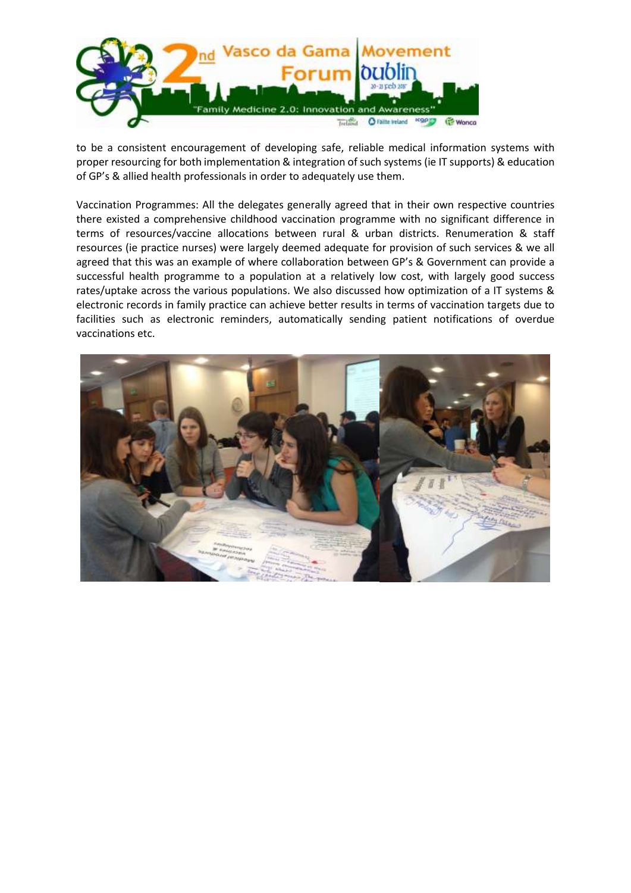to be a consistent encouragement of developing safe, reliable medical information systems with proper resourcing for both implementation & integration of such systems (ie IT supports) & education of GP's & allied health professionals in order to adequately use them.

Vaccination Programmes: All the delegates generally agreed that in their own respective countries there existed a comprehensive childhood vaccination programme with no significant difference in terms of resources/vaccine allocations between rural & urban districts. Renumeration & staff resources (ie practice nurses) were largely deemed adequate for provision of such services & we all agreed that this was an example of where collaboration between GP's & Government can provide a successful health programme to a population at a relatively low cost, with largely good success rates/uptake across the various populations. We also discussed how optimization of a IT systems & electronic records in family practice can achieve better results in terms of vaccination targets due to facilities such as electronic reminders, automatically sending patient notifications of overdue vaccinations etc.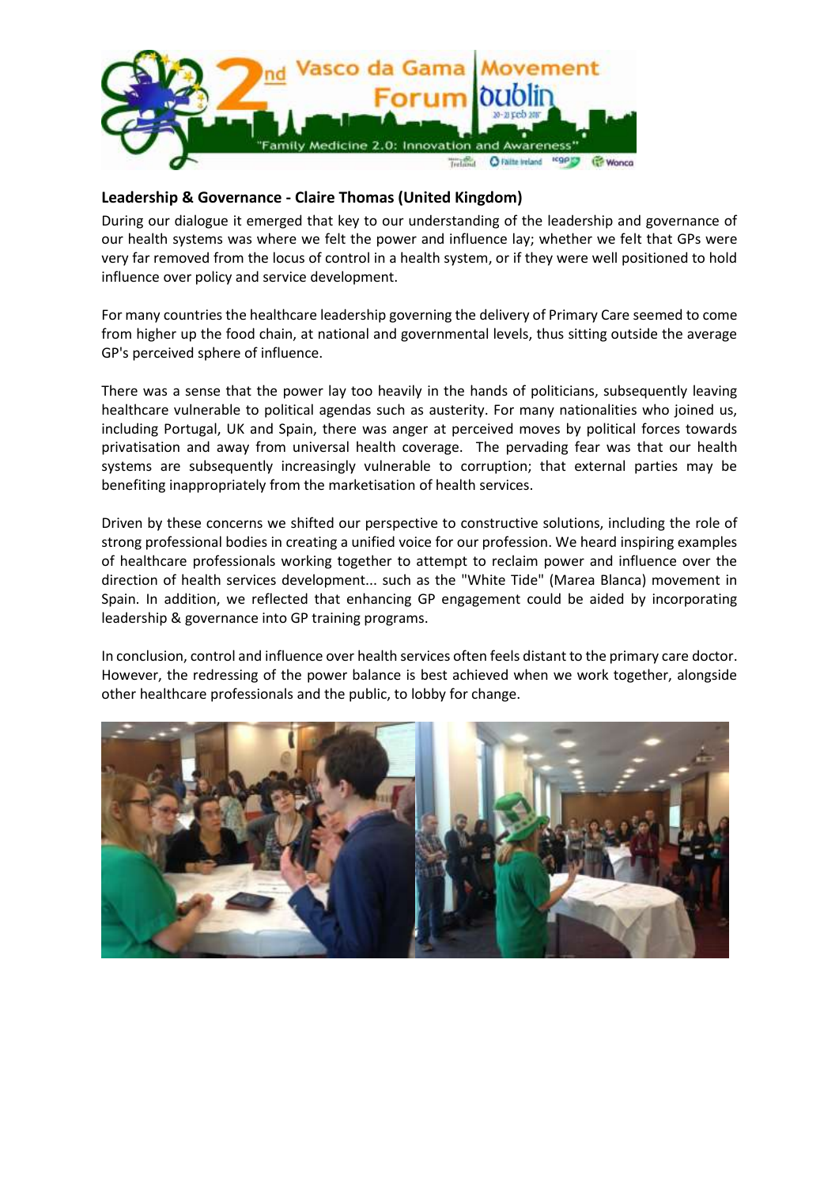## Leadership & Governance - Claire Thomas (United Kingdom)

During our dialogue it emerged that key to our understanding of the leadership and governance of our health systems was where we felt the power and influence lay; whether we felt that GPs were very far removed from the locus of control in a health system, or if they were well positioned to hold influence over policy and service development.

For many countries the healthcare leadership governing the delivery of Primary Care seemed to come from higher up the food chain, at national and governmental levels, thus sitting outside the average GP's perceived sphere of influence.

There was a sense that the power lay too heavily in the hands of politicians, subsequently leaving healthcare vulnerable to political agendas such as austerity. For many nationalities who joined us, including Portugal, UK and Spain, there was anger at perceived moves by political forces towards privatisation and away from universal health coverage. The pervading fear was that our health systems are subsequently increasingly vulnerable to corruption; that external parties may be benefiting inappropriately from the marketisation of health services.

Driven by these concerns we shifted our perspective to constructive solutions, including the role of strong professional bodies in creating a unified voice for our profession. We heard inspiring examples of healthcare professionals working together to attempt to reclaim power and influence over the direction of health services development... such as the "White Tide" (Marea Blanca) movement in Spain. In addition, we reflected that enhancing GP engagement could be aided by incorporating leadership & governance into GP training programs.

In conclusion, control and influence over health services often feels distant to the primary care doctor. However, the redressing of the power balance is best achieved when we work together, alongside other healthcare professionals and the public, to lobby for change.